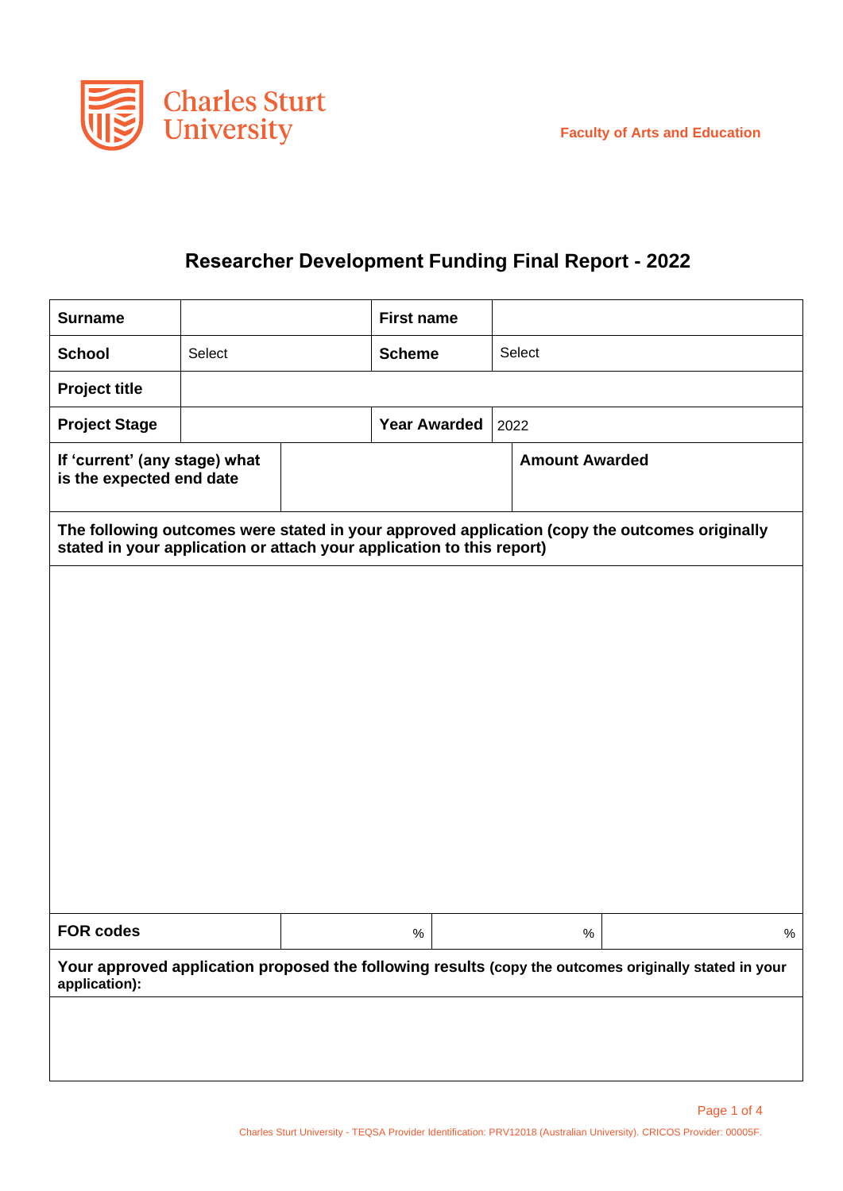Charles Sturt University

Faculty of Arts and Education

# Researcher Development Funding Final Report - 2022

| **Surname** | | **First name** | |
|---|---|---|---|
| **School** | Select | **Scheme** | Select |
| **Project title** | | | |
| **Project Stage** | | **Year Awarded** | 2022 |
| **If 'current' (any stage) what is the expected end date** | | **Amount Awarded** | |

| **The following outcomes were stated in your approved application (copy the outcomes originally stated in your application or attach your application to this report)** |
|---|
| |

| **FOR codes** | % | % | % |
|---|---|---|---|

| **Your approved application proposed the following results (copy the outcomes originally stated in your application):** |
|---|
| |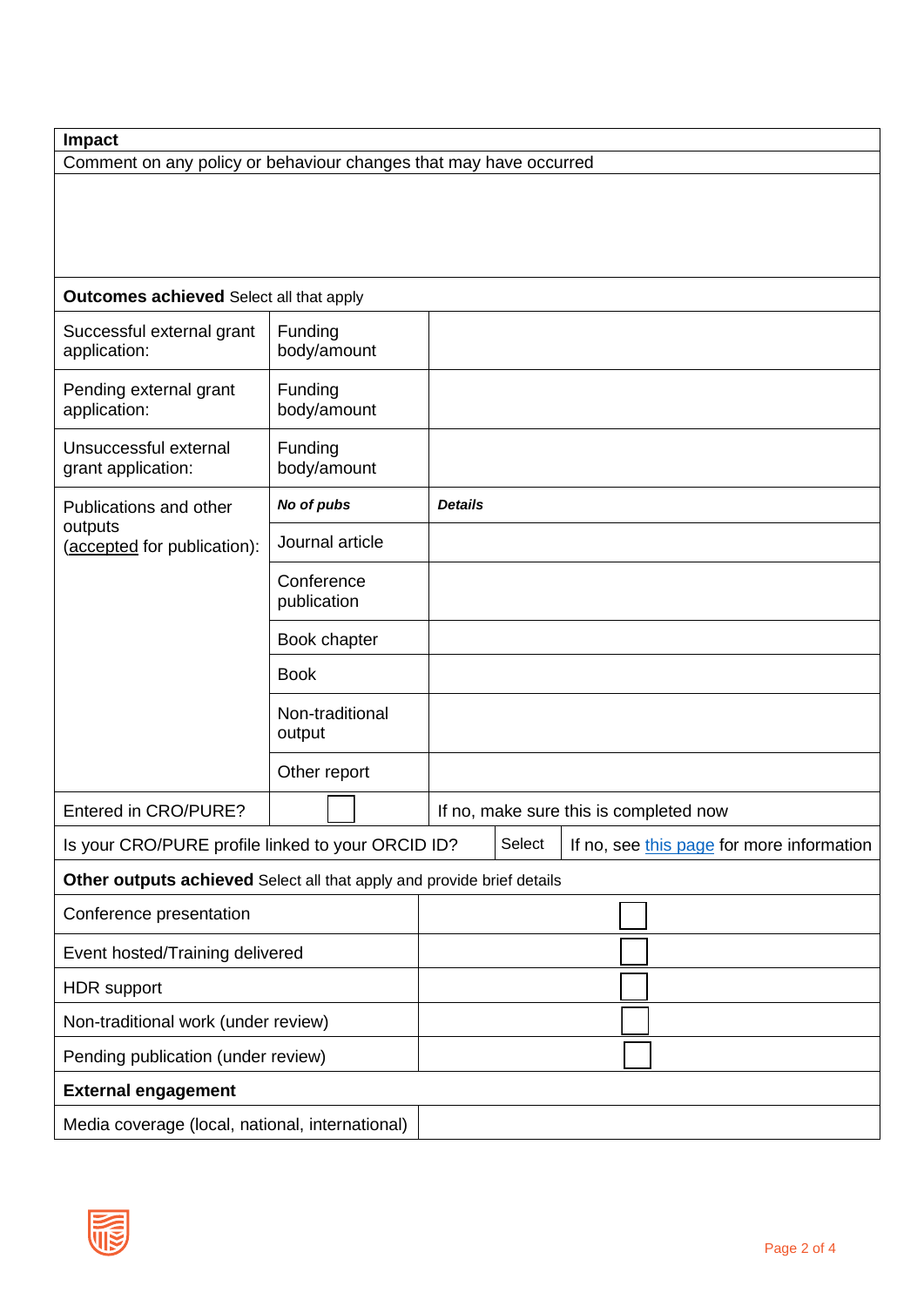| **Impact** | | |
|---|---|---|
| Comment on any policy or behaviour changes that may have occurred | | |
| | | |
| **Outcomes achieved** Select all that apply | | |
| Successful external grant application: | Funding body/amount | |
| Pending external grant application: | Funding body/amount | |
| Unsuccessful external grant application: | Funding body/amount | |
| Publications and other outputs (accepted for publication): | ***No of pubs*** | ***Details*** |
| | Journal article | |
| | Conference publication | |
| | Book chapter | |
| | Book | |
| | Non-traditional output | |
| | Other report | |
| Entered in CRO/PURE? | ☐ | If no, make sure this is completed now |
| Is your CRO/PURE profile linked to your ORCID ID? | Select | If no, see this page for more information |

| **Other outputs achieved** Select all that apply and provide brief details | |
|---|---|
| Conference presentation | ☐ |
| Event hosted/Training delivered | ☐ |
| HDR support | ☐ |
| Non-traditional work (under review) | ☐ |
| Pending publication (under review) | ☐ |
| **External engagement** | |
| Media coverage (local, national, international) | |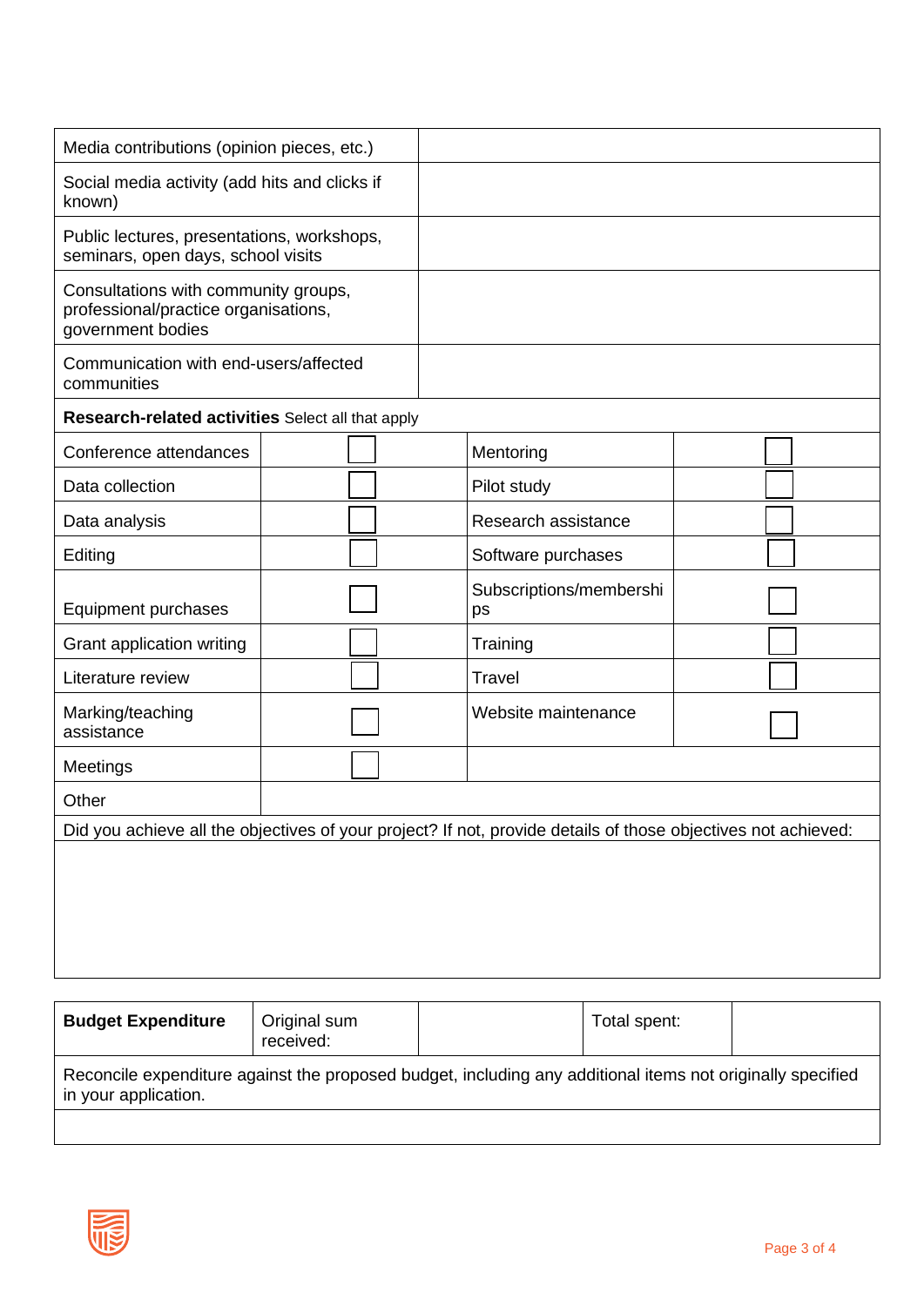| | |
|---|---|
| Media contributions (opinion pieces, etc.) | |
| Social media activity (add hits and clicks if known) | |
| Public lectures, presentations, workshops, seminars, open days, school visits | |
| Consultations with community groups, professional/practice organisations, government bodies | |
| Communication with end-users/affected communities | |

**Research-related activities** Select all that apply

| | | | |
|---|---|---|---|
| Conference attendances | ☐ | Mentoring | ☐ |
| Data collection | ☐ | Pilot study | ☐ |
| Data analysis | ☐ | Research assistance | ☐ |
| Editing | ☐ | Software purchases | ☐ |
| Equipment purchases | ☐ | Subscriptions/memberships | ☐ |
| Grant application writing | ☐ | Training | ☐ |
| Literature review | ☐ | Travel | ☐ |
| Marking/teaching assistance | ☐ | Website maintenance | ☐ |
| Meetings | ☐ | | |
| Other | | | |

Did you achieve all the objectives of your project? If not, provide details of those objectives not achieved:

| **Budget Expenditure** | Original sum received: | | Total spent: | |
|---|---|---|---|---|

Reconcile expenditure against the proposed budget, including any additional items not originally specified in your application.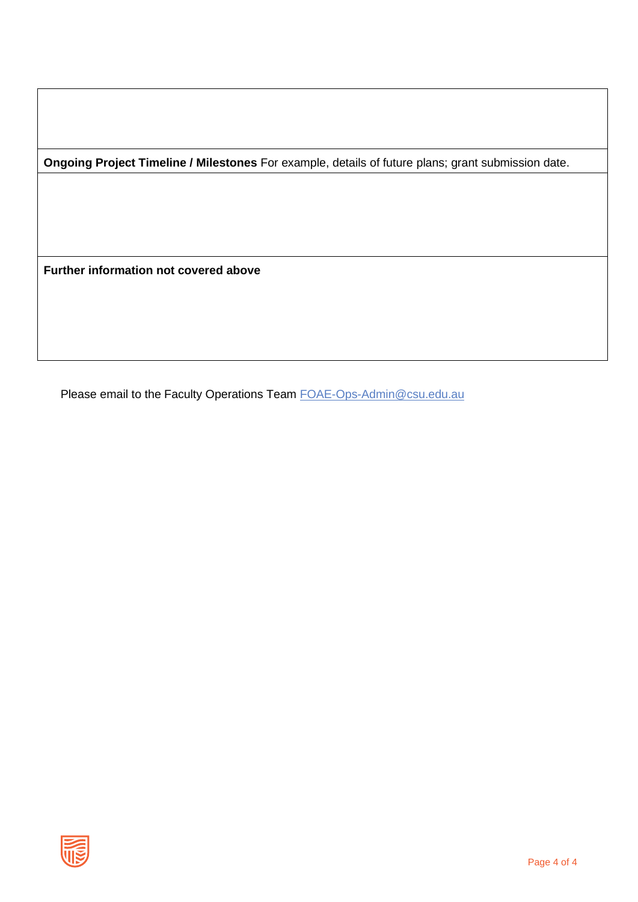| |
|---|
| |
| **Ongoing Project Timeline / Milestones** For example, details of future plans; grant submission date. |
| |
| **Further information not covered above** |

Please email to the Faculty Operations Team FOAE-Ops-Admin@csu.edu.au